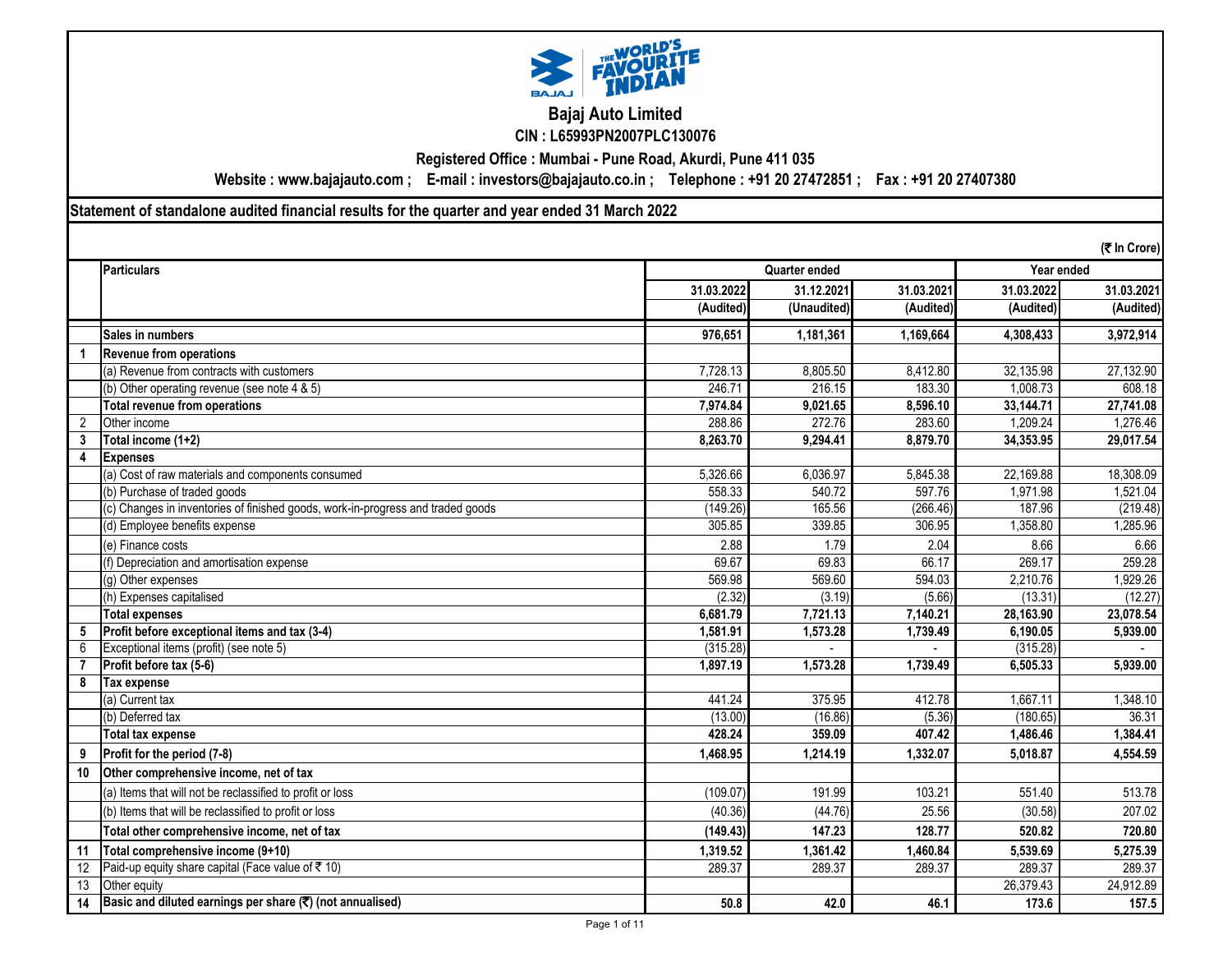# Bajaj Auto Limited

**CIN : L65993PN2007PLC130076**

**Registered Office : Mumbai - Pune Road, Akurdi, Pune 411 035**

**Website : www.bajajauto.com ; E-mail : investors@bajajauto.co.in ; Telephone : +91 20 27472851 ; Fax : +91 20 27407380**

## Statement of standalone audited financial results for the quarter and year ended 31 March 2022

(₹ In Crore)

| | Particulars | Quarter ended | | | Year ended | |
|---|---|---|---|---|---|---|
| | | 31.03.2022 | 31.12.2021 | 31.03.2021 | 31.03.2022 | 31.03.2021 |
| | | (Audited) | (Unaudited) | (Audited) | (Audited) | (Audited) |
| | **Sales in numbers** | **976,651** | **1,181,361** | **1,169,664** | **4,308,433** | **3,972,914** |
| **1** | **Revenue from operations** | | | | | |
| | (a) Revenue from contracts with customers | 7,728.13 | 8,805.50 | 8,412.80 | 32,135.98 | 27,132.90 |
| | (b) Other operating revenue (see note 4 & 5) | 246.71 | 216.15 | 183.30 | 1,008.73 | 608.18 |
| | **Total revenue from operations** | **7,974.84** | **9,021.65** | **8,596.10** | **33,144.71** | **27,741.08** |
| 2 | Other income | 288.86 | 272.76 | 283.60 | 1,209.24 | 1,276.46 |
| **3** | **Total income (1+2)** | **8,263.70** | **9,294.41** | **8,879.70** | **34,353.95** | **29,017.54** |
| **4** | **Expenses** | | | | | |
| | (a) Cost of raw materials and components consumed | 5,326.66 | 6,036.97 | 5,845.38 | 22,169.88 | 18,308.09 |
| | (b) Purchase of traded goods | 558.33 | 540.72 | 597.76 | 1,971.98 | 1,521.04 |
| | (c) Changes in inventories of finished goods, work-in-progress and traded goods | (149.26) | 165.56 | (266.46) | 187.96 | (219.48) |
| | (d) Employee benefits expense | 305.85 | 339.85 | 306.95 | 1,358.80 | 1,285.96 |
| | (e) Finance costs | 2.88 | 1.79 | 2.04 | 8.66 | 6.66 |
| | (f) Depreciation and amortisation expense | 69.67 | 69.83 | 66.17 | 269.17 | 259.28 |
| | (g) Other expenses | 569.98 | 569.60 | 594.03 | 2,210.76 | 1,929.26 |
| | (h) Expenses capitalised | (2.32) | (3.19) | (5.66) | (13.31) | (12.27) |
| | **Total expenses** | **6,681.79** | **7,721.13** | **7,140.21** | **28,163.90** | **23,078.54** |
| **5** | **Profit before exceptional items and tax (3-4)** | **1,581.91** | **1,573.28** | **1,739.49** | **6,190.05** | **5,939.00** |
| 6 | Exceptional items (profit) (see note 5) | (315.28) | - | - | (315.28) | - |
| **7** | **Profit before tax (5-6)** | **1,897.19** | **1,573.28** | **1,739.49** | **6,505.33** | **5,939.00** |
| **8** | **Tax expense** | | | | | |
| | (a) Current tax | 441.24 | 375.95 | 412.78 | 1,667.11 | 1,348.10 |
| | (b) Deferred tax | (13.00) | (16.86) | (5.36) | (180.65) | 36.31 |
| | **Total tax expense** | **428.24** | **359.09** | **407.42** | **1,486.46** | **1,384.41** |
| **9** | **Profit for the period (7-8)** | **1,468.95** | **1,214.19** | **1,332.07** | **5,018.87** | **4,554.59** |
| **10** | **Other comprehensive income, net of tax** | | | | | |
| | (a) Items that will not be reclassified to profit or loss | (109.07) | 191.99 | 103.21 | 551.40 | 513.78 |
| | (b) Items that will be reclassified to profit or loss | (40.36) | (44.76) | 25.56 | (30.58) | 207.02 |
| | **Total other comprehensive income, net of tax** | **(149.43)** | **147.23** | **128.77** | **520.82** | **720.80** |
| **11** | **Total comprehensive income (9+10)** | **1,319.52** | **1,361.42** | **1,460.84** | **5,539.69** | **5,275.39** |
| 12 | Paid-up equity share capital (Face value of ₹ 10) | 289.37 | 289.37 | 289.37 | 289.37 | 289.37 |
| 13 | Other equity | | | | 26,379.43 | 24,912.89 |
| **14** | **Basic and diluted earnings per share (₹) (not annualised)** | **50.8** | **42.0** | **46.1** | **173.6** | **157.5** |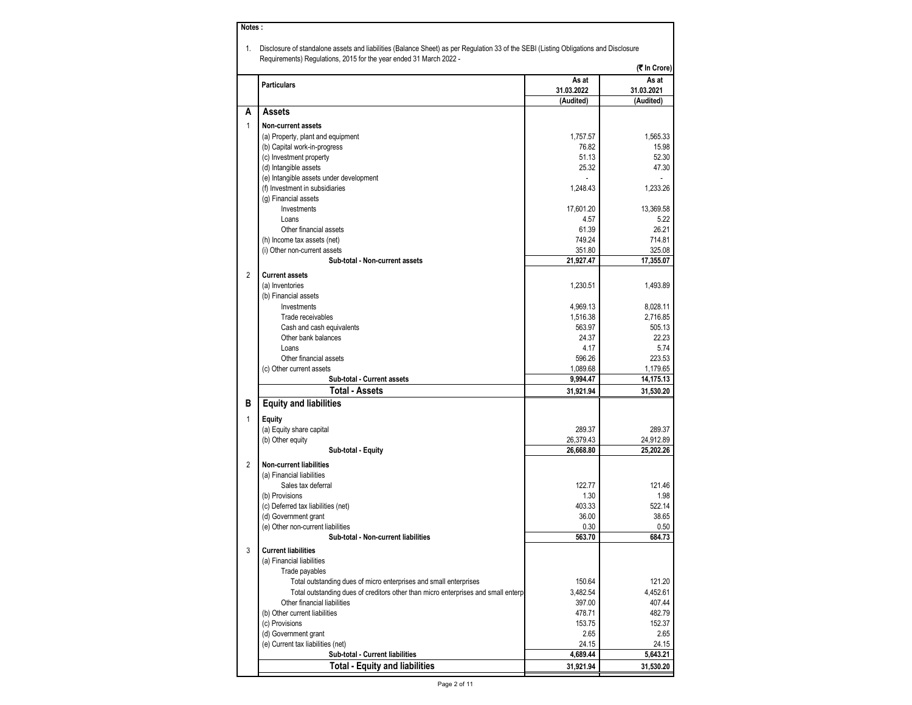**Notes :**

1. Disclosure of standalone assets and liabilities (Balance Sheet) as per Regulation 33 of the SEBI (Listing Obligations and Disclosure Requirements) Regulations, 2015 for the year ended 31 March 2022 -

**(₹ In Crore)**

| | Particulars | As at 31.03.2022 (Audited) | As at 31.03.2021 (Audited) |
|---|---|---|---|
| **A** | **Assets** | | |
| 1 | **Non-current assets** | | |
| | (a) Property, plant and equipment | 1,757.57 | 1,565.33 |
| | (b) Capital work-in-progress | 76.82 | 15.98 |
| | (c) Investment property | 51.13 | 52.30 |
| | (d) Intangible assets | 25.32 | 47.30 |
| | (e) Intangible assets under development | - | - |
| | (f) Investment in subsidiaries | 1,248.43 | 1,233.26 |
| | (g) Financial assets | | |
| | Investments | 17,601.20 | 13,369.58 |
| | Loans | 4.57 | 5.22 |
| | Other financial assets | 61.39 | 26.21 |
| | (h) Income tax assets (net) | 749.24 | 714.81 |
| | (i) Other non-current assets | 351.80 | 325.08 |
| | **Sub-total - Non-current assets** | **21,927.47** | **17,355.07** |
| 2 | **Current assets** | | |
| | (a) Inventories | 1,230.51 | 1,493.89 |
| | (b) Financial assets | | |
| | Investments | 4,969.13 | 8,028.11 |
| | Trade receivables | 1,516.38 | 2,716.85 |
| | Cash and cash equivalents | 563.97 | 505.13 |
| | Other bank balances | 24.37 | 22.23 |
| | Loans | 4.17 | 5.74 |
| | Other financial assets | 596.26 | 223.53 |
| | (c) Other current assets | 1,089.68 | 1,179.65 |
| | **Sub-total - Current assets** | **9,994.47** | **14,175.13** |
| | **Total - Assets** | **31,921.94** | **31,530.20** |
| **B** | **Equity and liabilities** | | |
| 1 | **Equity** | | |
| | (a) Equity share capital | 289.37 | 289.37 |
| | (b) Other equity | 26,379.43 | 24,912.89 |
| | **Sub-total - Equity** | **26,668.80** | **25,202.26** |
| 2 | **Non-current liabilities** | | |
| | (a) Financial liabilities | | |
| | Sales tax deferral | 122.77 | 121.46 |
| | (b) Provisions | 1.30 | 1.98 |
| | (c) Deferred tax liabilities (net) | 403.33 | 522.14 |
| | (d) Government grant | 36.00 | 38.65 |
| | (e) Other non-current liabilities | 0.30 | 0.50 |
| | **Sub-total - Non-current liabilities** | **563.70** | **684.73** |
| 3 | **Current liabilities** | | |
| | (a) Financial liabilities | | |
| | Trade payables | | |
| | Total outstanding dues of micro enterprises and small enterprises | 150.64 | 121.20 |
| | Total outstanding dues of creditors other than micro enterprises and small enterp | 3,482.54 | 4,452.61 |
| | Other financial liabilities | 397.00 | 407.44 |
| | (b) Other current liabilities | 478.71 | 482.79 |
| | (c) Provisions | 153.75 | 152.37 |
| | (d) Government grant | 2.65 | 2.65 |
| | (e) Current tax liabilities (net) | 24.15 | 24.15 |
| | **Sub-total - Current liabilities** | **4,689.44** | **5,643.21** |
| | **Total - Equity and liabilities** | **31,921.94** | **31,530.20** |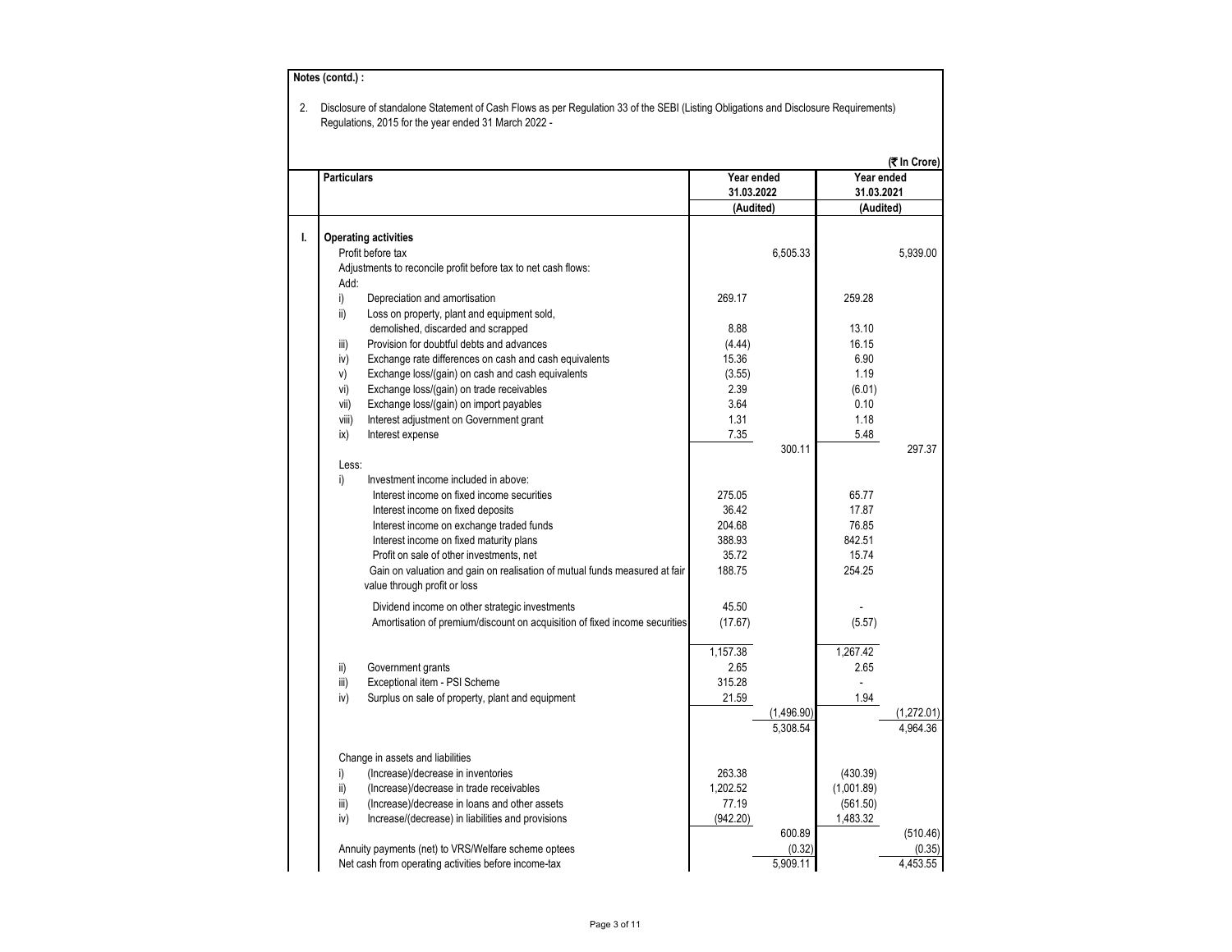**Notes (contd.) :**

2. Disclosure of standalone Statement of Cash Flows as per Regulation 33 of the SEBI (Listing Obligations and Disclosure Requirements) Regulations, 2015 for the year ended 31 March 2022 -

(₹ In Crore)

| | Particulars | Year ended 31.03.2022 (Audited) | | Year ended 31.03.2021 (Audited) | |
|---|---|---|---|---|---|
| **I.** | **Operating activities** | | | | |
| | Profit before tax | | 6,505.33 | | 5,939.00 |
| | Adjustments to reconcile profit before tax to net cash flows: | | | | |
| | Add: | | | | |
| | i) Depreciation and amortisation | 269.17 | | 259.28 | |
| | ii) Loss on property, plant and equipment sold, demolished, discarded and scrapped | 8.88 | | 13.10 | |
| | iii) Provision for doubtful debts and advances | (4.44) | | 16.15 | |
| | iv) Exchange rate differences on cash and cash equivalents | 15.36 | | 6.90 | |
| | v) Exchange loss/(gain) on cash and cash equivalents | (3.55) | | 1.19 | |
| | vi) Exchange loss/(gain) on trade receivables | 2.39 | | (6.01) | |
| | vii) Exchange loss/(gain) on import payables | 3.64 | | 0.10 | |
| | viii) Interest adjustment on Government grant | 1.31 | | 1.18 | |
| | ix) Interest expense | 7.35 | | 5.48 | |
| | | | 300.11 | | 297.37 |
| | Less: | | | | |
| | i) Investment income included in above: | | | | |
| | Interest income on fixed income securities | 275.05 | | 65.77 | |
| | Interest income on fixed deposits | 36.42 | | 17.87 | |
| | Interest income on exchange traded funds | 204.68 | | 76.85 | |
| | Interest income on fixed maturity plans | 388.93 | | 842.51 | |
| | Profit on sale of other investments, net | 35.72 | | 15.74 | |
| | Gain on valuation and gain on realisation of mutual funds measured at fair value through profit or loss | 188.75 | | 254.25 | |
| | Dividend income on other strategic investments | 45.50 | | - | |
| | Amortisation of premium/discount on acquisition of fixed income securities | (17.67) | | (5.57) | |
| | | 1,157.38 | | 1,267.42 | |
| | ii) Government grants | 2.65 | | 2.65 | |
| | iii) Exceptional item - PSI Scheme | 315.28 | | - | |
| | iv) Surplus on sale of property, plant and equipment | 21.59 | | 1.94 | |
| | | | (1,496.90) | | (1,272.01) |
| | | | 5,308.54 | | 4,964.36 |
| | Change in assets and liabilities | | | | |
| | i) (Increase)/decrease in inventories | 263.38 | | (430.39) | |
| | ii) (Increase)/decrease in trade receivables | 1,202.52 | | (1,001.89) | |
| | iii) (Increase)/decrease in loans and other assets | 77.19 | | (561.50) | |
| | iv) Increase/(decrease) in liabilities and provisions | (942.20) | | 1,483.32 | |
| | | | 600.89 | | (510.46) |
| | Annuity payments (net) to VRS/Welfare scheme optees | | (0.32) | | (0.35) |
| | Net cash from operating activities before income-tax | | 5,909.11 | | 4,453.55 |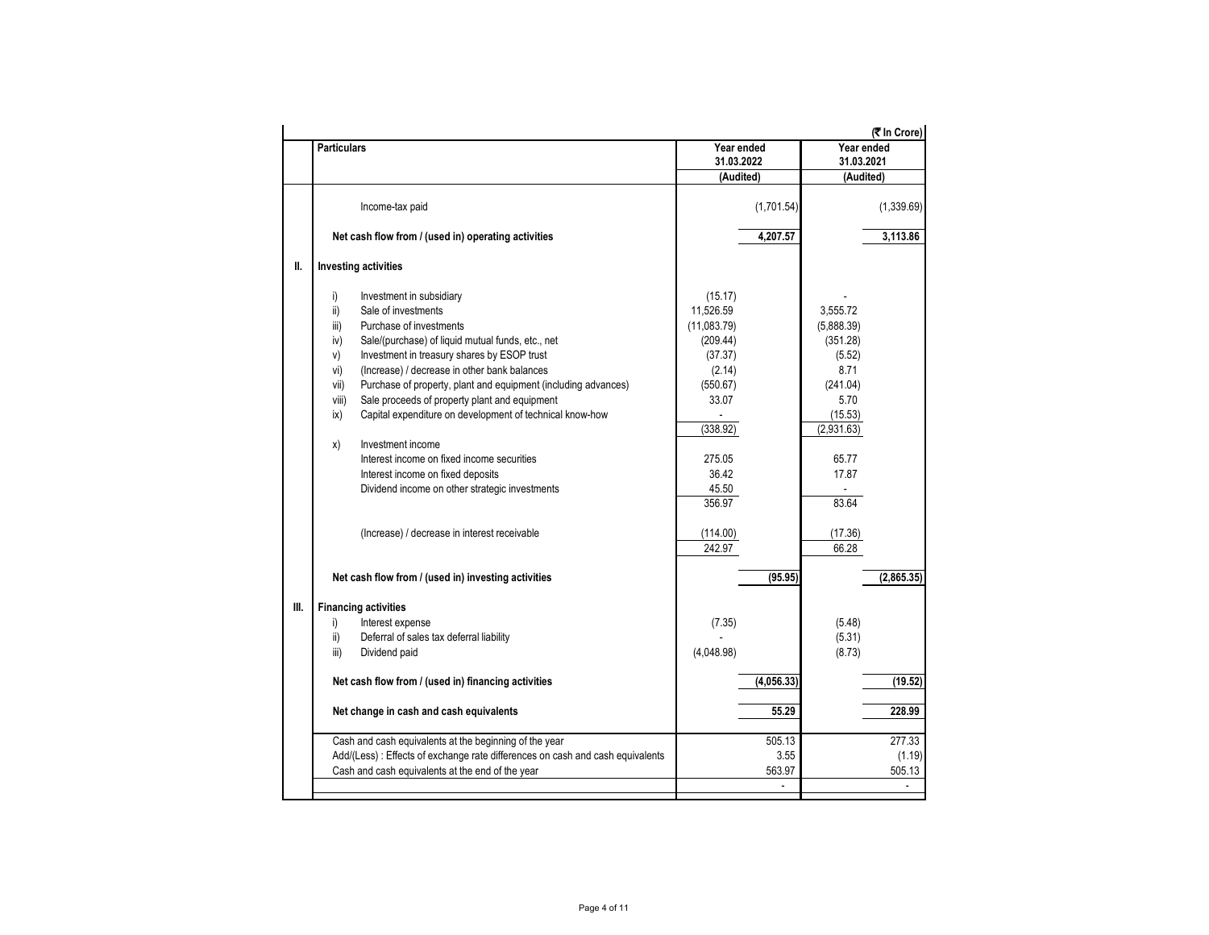(₹ In Crore)

| | Particulars | Year ended 31.03.2022 | | Year ended 31.03.2021 | |
|---|---|---|---|---|---|
| | | (Audited) | | (Audited) | |
| | Income-tax paid | | (1,701.54) | | (1,339.69) |
| | **Net cash flow from / (used in) operating activities** | | **4,207.57** | | **3,113.86** |
| **II.** | **Investing activities** | | | | |
| | i) Investment in subsidiary | (15.17) | | - | |
| | ii) Sale of investments | 11,526.59 | | 3,555.72 | |
| | iii) Purchase of investments | (11,083.79) | | (5,888.39) | |
| | iv) Sale/(purchase) of liquid mutual funds, etc., net | (209.44) | | (351.28) | |
| | v) Investment in treasury shares by ESOP trust | (37.37) | | (5.52) | |
| | vi) (Increase) / decrease in other bank balances | (2.14) | | 8.71 | |
| | vii) Purchase of property, plant and equipment (including advances) | (550.67) | | (241.04) | |
| | viii) Sale proceeds of property plant and equipment | 33.07 | | 5.70 | |
| | ix) Capital expenditure on development of technical know-how | - | | (15.53) | |
| | | (338.92) | | (2,931.63) | |
| | x) Investment income | | | | |
| | Interest income on fixed income securities | 275.05 | | 65.77 | |
| | Interest income on fixed deposits | 36.42 | | 17.87 | |
| | Dividend income on other strategic investments | 45.50 | | - | |
| | | 356.97 | | 83.64 | |
| | (Increase) / decrease in interest receivable | (114.00) | | (17.36) | |
| | | 242.97 | | 66.28 | |
| | **Net cash flow from / (used in) investing activities** | | **(95.95)** | | **(2,865.35)** |
| **III.** | **Financing activities** | | | | |
| | i) Interest expense | (7.35) | | (5.48) | |
| | ii) Deferral of sales tax deferral liability | - | | (5.31) | |
| | iii) Dividend paid | (4,048.98) | | (8.73) | |
| | **Net cash flow from / (used in) financing activities** | | **(4,056.33)** | | **(19.52)** |
| | **Net change in cash and cash equivalents** | | **55.29** | | **228.99** |
| | Cash and cash equivalents at the beginning of the year | | 505.13 | | 277.33 |
| | Add/(Less) : Effects of exchange rate differences on cash and cash equivalents | | 3.55 | | (1.19) |
| | Cash and cash equivalents at the end of the year | | 563.97 | | 505.13 |
| | | | - | | - |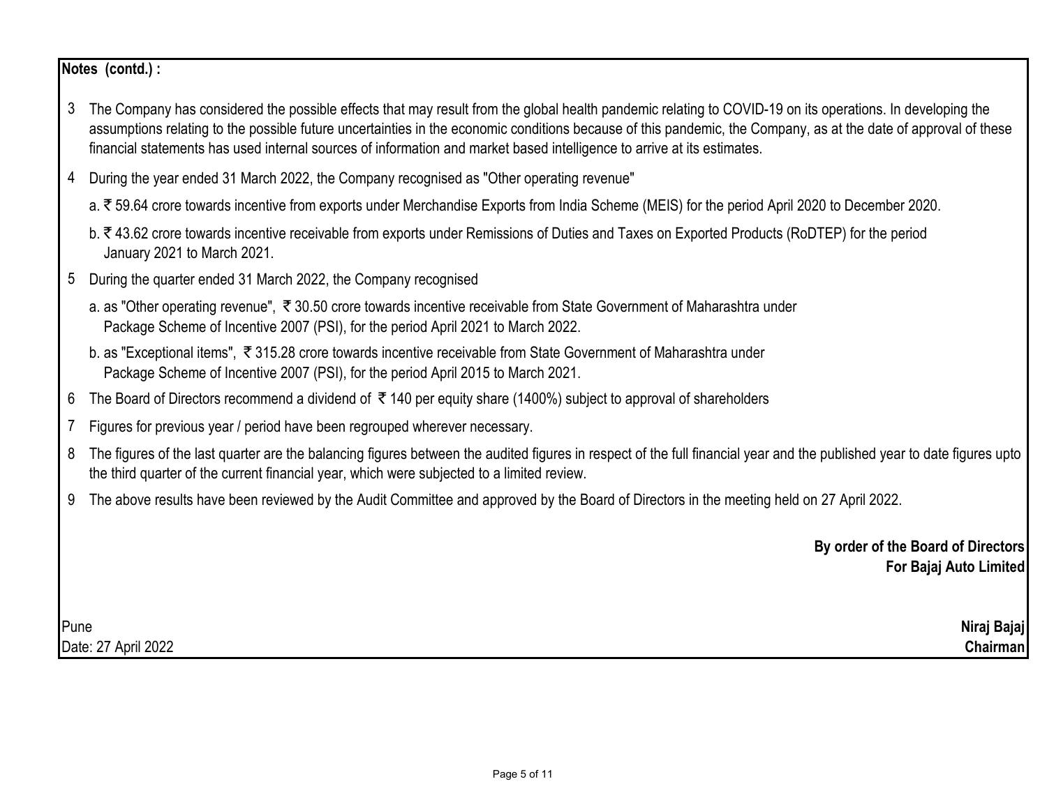**Notes (contd.) :**

3 The Company has considered the possible effects that may result from the global health pandemic relating to COVID-19 on its operations. In developing the assumptions relating to the possible future uncertainties in the economic conditions because of this pandemic, the Company, as at the date of approval of these financial statements has used internal sources of information and market based intelligence to arrive at its estimates.

4 During the year ended 31 March 2022, the Company recognised as "Other operating revenue"

a. ₹ 59.64 crore towards incentive from exports under Merchandise Exports from India Scheme (MEIS) for the period April 2020 to December 2020.

b. ₹ 43.62 crore towards incentive receivable from exports under Remissions of Duties and Taxes on Exported Products (RoDTEP) for the period January 2021 to March 2021.

5 During the quarter ended 31 March 2022, the Company recognised

a. as "Other operating revenue", ₹ 30.50 crore towards incentive receivable from State Government of Maharashtra under Package Scheme of Incentive 2007 (PSI), for the period April 2021 to March 2022.

b. as "Exceptional items", ₹ 315.28 crore towards incentive receivable from State Government of Maharashtra under Package Scheme of Incentive 2007 (PSI), for the period April 2015 to March 2021.

6 The Board of Directors recommend a dividend of ₹ 140 per equity share (1400%) subject to approval of shareholders

7 Figures for previous year / period have been regrouped wherever necessary.

8 The figures of the last quarter are the balancing figures between the audited figures in respect of the full financial year and the published year to date figures upto the third quarter of the current financial year, which were subjected to a limited review.

9 The above results have been reviewed by the Audit Committee and approved by the Board of Directors in the meeting held on 27 April 2022.

**By order of the Board of Directors**
**For Bajaj Auto Limited**

Pune
Date: 27 April 2022

**Niraj Bajaj**
**Chairman**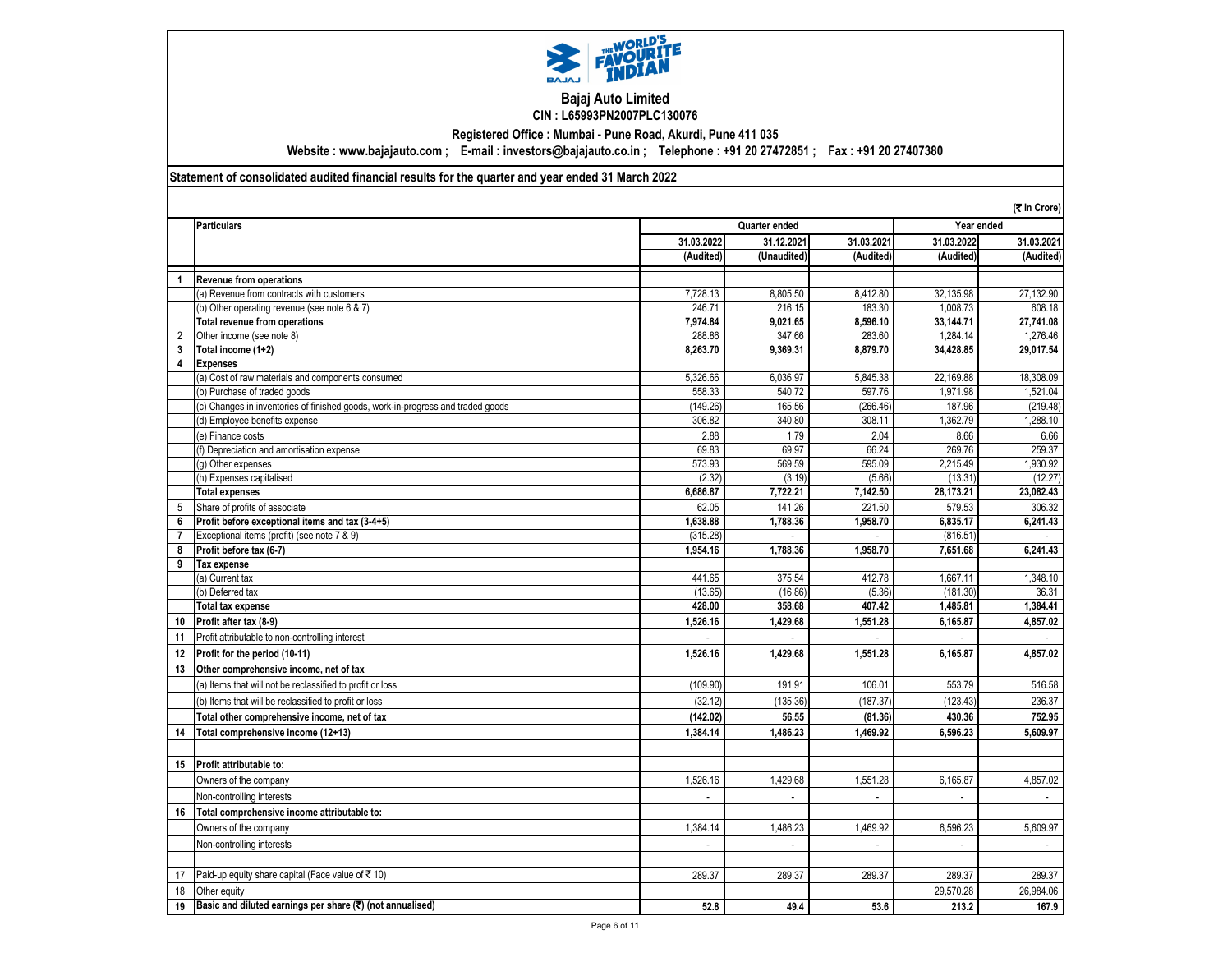# Bajaj Auto Limited

**CIN : L65993PN2007PLC130076**

**Registered Office : Mumbai - Pune Road, Akurdi, Pune 411 035**

**Website : www.bajajauto.com ; E-mail : investors@bajajauto.co.in ; Telephone : +91 20 27472851 ; Fax : +91 20 27407380**

**Statement of consolidated audited financial results for the quarter and year ended 31 March 2022**

(₹ In Crore)

| | Particulars | Quarter ended | | | Year ended | |
|---|---|---|---|---|---|---|
| | | 31.03.2022 | 31.12.2021 | 31.03.2021 | 31.03.2022 | 31.03.2021 |
| | | (Audited) | (Unaudited) | (Audited) | (Audited) | (Audited) |
| **1** | **Revenue from operations** | | | | | |
| | (a) Revenue from contracts with customers | 7,728.13 | 8,805.50 | 8,412.80 | 32,135.98 | 27,132.90 |
| | (b) Other operating revenue (see note 6 & 7) | 246.71 | 216.15 | 183.30 | 1,008.73 | 608.18 |
| | **Total revenue from operations** | **7,974.84** | **9,021.65** | **8,596.10** | **33,144.71** | **27,741.08** |
| 2 | Other income (see note 8) | 288.86 | 347.66 | 283.60 | 1,284.14 | 1,276.46 |
| **3** | **Total income (1+2)** | **8,263.70** | **9,369.31** | **8,879.70** | **34,428.85** | **29,017.54** |
| **4** | **Expenses** | | | | | |
| | (a) Cost of raw materials and components consumed | 5,326.66 | 6,036.97 | 5,845.38 | 22,169.88 | 18,308.09 |
| | (b) Purchase of traded goods | 558.33 | 540.72 | 597.76 | 1,971.98 | 1,521.04 |
| | (c) Changes in inventories of finished goods, work-in-progress and traded goods | (149.26) | 165.56 | (266.46) | 187.96 | (219.48) |
| | (d) Employee benefits expense | 306.82 | 340.80 | 308.11 | 1,362.79 | 1,288.10 |
| | (e) Finance costs | 2.88 | 1.79 | 2.04 | 8.66 | 6.66 |
| | (f) Depreciation and amortisation expense | 69.83 | 69.97 | 66.24 | 269.76 | 259.37 |
| | (g) Other expenses | 573.93 | 569.59 | 595.09 | 2,215.49 | 1,930.92 |
| | (h) Expenses capitalised | (2.32) | (3.19) | (5.66) | (13.31) | (12.27) |
| | **Total expenses** | **6,686.87** | **7,722.21** | **7,142.50** | **28,173.21** | **23,082.43** |
| 5 | Share of profits of associate | 62.05 | 141.26 | 221.50 | 579.53 | 306.32 |
| **6** | **Profit before exceptional items and tax (3-4+5)** | **1,638.88** | **1,788.36** | **1,958.70** | **6,835.17** | **6,241.43** |
| **7** | Exceptional items (profit) (see note 7 & 9) | (315.28) | - | - | (816.51) | - |
| **8** | **Profit before tax (6-7)** | **1,954.16** | **1,788.36** | **1,958.70** | **7,651.68** | **6,241.43** |
| **9** | **Tax expense** | | | | | |
| | (a) Current tax | 441.65 | 375.54 | 412.78 | 1,667.11 | 1,348.10 |
| | (b) Deferred tax | (13.65) | (16.86) | (5.36) | (181.30) | 36.31 |
| | **Total tax expense** | **428.00** | **358.68** | **407.42** | **1,485.81** | **1,384.41** |
| **10** | **Profit after tax (8-9)** | **1,526.16** | **1,429.68** | **1,551.28** | **6,165.87** | **4,857.02** |
| 11 | Profit attributable to non-controlling interest | - | - | - | - | - |
| **12** | **Profit for the period (10-11)** | **1,526.16** | **1,429.68** | **1,551.28** | **6,165.87** | **4,857.02** |
| **13** | **Other comprehensive income, net of tax** | | | | | |
| | (a) Items that will not be reclassified to profit or loss | (109.90) | 191.91 | 106.01 | 553.79 | 516.58 |
| | (b) Items that will be reclassified to profit or loss | (32.12) | (135.36) | (187.37) | (123.43) | 236.37 |
| | **Total other comprehensive income, net of tax** | **(142.02)** | **56.55** | **(81.36)** | **430.36** | **752.95** |
| **14** | **Total comprehensive income (12+13)** | **1,384.14** | **1,486.23** | **1,469.92** | **6,596.23** | **5,609.97** |
| | | | | | | |
| **15** | **Profit attributable to:** | | | | | |
| | Owners of the company | 1,526.16 | 1,429.68 | 1,551.28 | 6,165.87 | 4,857.02 |
| | Non-controlling interests | - | - | - | - | - |
| **16** | **Total comprehensive income attributable to:** | | | | | |
| | Owners of the company | 1,384.14 | 1,486.23 | 1,469.92 | 6,596.23 | 5,609.97 |
| | Non-controlling interests | - | - | - | - | - |
| | | | | | | |
| 17 | Paid-up equity share capital (Face value of ₹ 10) | 289.37 | 289.37 | 289.37 | 289.37 | 289.37 |
| 18 | Other equity | | | | 29,570.28 | 26,984.06 |
| **19** | **Basic and diluted earnings per share (₹) (not annualised)** | **52.8** | **49.4** | **53.6** | **213.2** | **167.9** |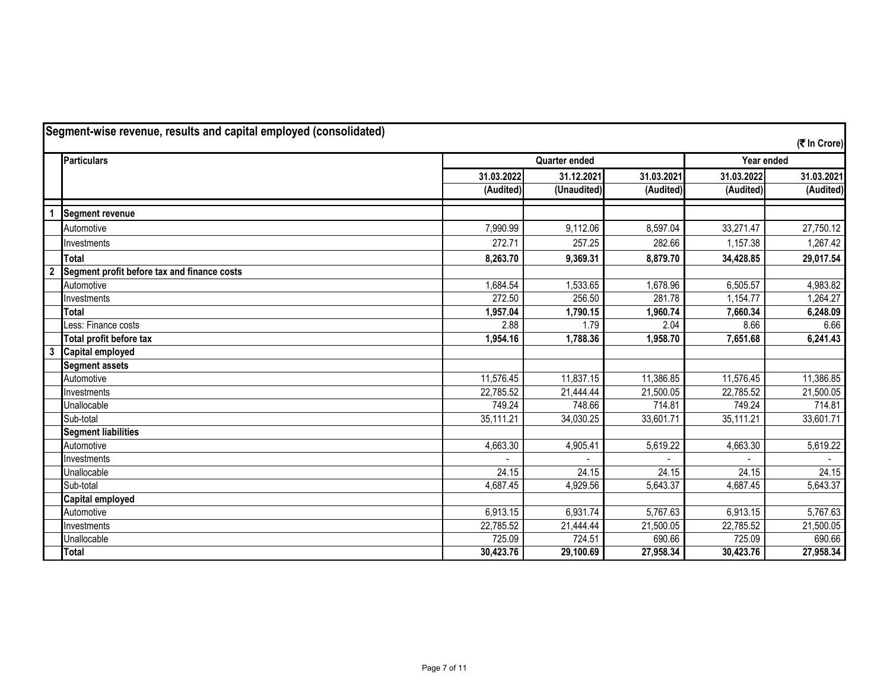## Segment-wise revenue, results and capital employed (consolidated)

(₹ In Crore)

| | Particulars | Quarter ended | | | Year ended | |
|---|---|---|---|---|---|---|
| | | 31.03.2022 | 31.12.2021 | 31.03.2021 | 31.03.2022 | 31.03.2021 |
| | | (Audited) | (Unaudited) | (Audited) | (Audited) | (Audited) |
| 1 | **Segment revenue** | | | | | |
| | Automotive | 7,990.99 | 9,112.06 | 8,597.04 | 33,271.47 | 27,750.12 |
| | Investments | 272.71 | 257.25 | 282.66 | 1,157.38 | 1,267.42 |
| | **Total** | **8,263.70** | **9,369.31** | **8,879.70** | **34,428.85** | **29,017.54** |
| 2 | **Segment profit before tax and finance costs** | | | | | |
| | Automotive | 1,684.54 | 1,533.65 | 1,678.96 | 6,505.57 | 4,983.82 |
| | Investments | 272.50 | 256.50 | 281.78 | 1,154.77 | 1,264.27 |
| | **Total** | **1,957.04** | **1,790.15** | **1,960.74** | **7,660.34** | **6,248.09** |
| | Less: Finance costs | 2.88 | 1.79 | 2.04 | 8.66 | 6.66 |
| | **Total profit before tax** | **1,954.16** | **1,788.36** | **1,958.70** | **7,651.68** | **6,241.43** |
| 3 | **Capital employed** | | | | | |
| | **Segment assets** | | | | | |
| | Automotive | 11,576.45 | 11,837.15 | 11,386.85 | 11,576.45 | 11,386.85 |
| | Investments | 22,785.52 | 21,444.44 | 21,500.05 | 22,785.52 | 21,500.05 |
| | Unallocable | 749.24 | 748.66 | 714.81 | 749.24 | 714.81 |
| | Sub-total | 35,111.21 | 34,030.25 | 33,601.71 | 35,111.21 | 33,601.71 |
| | **Segment liabilities** | | | | | |
| | Automotive | 4,663.30 | 4,905.41 | 5,619.22 | 4,663.30 | 5,619.22 |
| | Investments | - | - | - | - | - |
| | Unallocable | 24.15 | 24.15 | 24.15 | 24.15 | 24.15 |
| | Sub-total | 4,687.45 | 4,929.56 | 5,643.37 | 4,687.45 | 5,643.37 |
| | **Capital employed** | | | | | |
| | Automotive | 6,913.15 | 6,931.74 | 5,767.63 | 6,913.15 | 5,767.63 |
| | Investments | 22,785.52 | 21,444.44 | 21,500.05 | 22,785.52 | 21,500.05 |
| | Unallocable | 725.09 | 724.51 | 690.66 | 725.09 | 690.66 |
| | **Total** | **30,423.76** | **29,100.69** | **27,958.34** | **30,423.76** | **27,958.34** |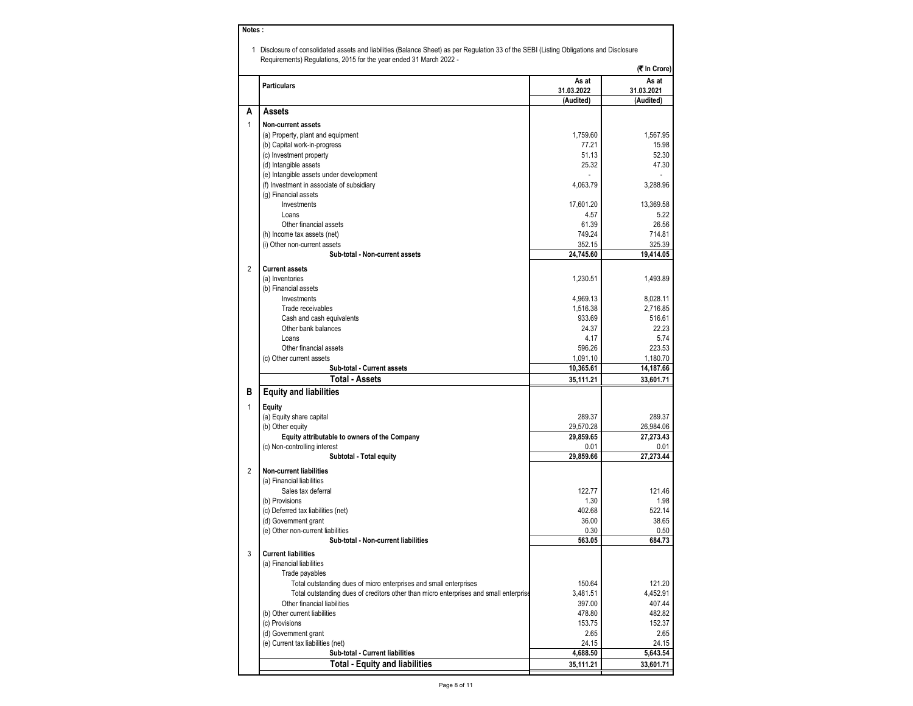**Notes :**

1 Disclosure of consolidated assets and liabilities (Balance Sheet) as per Regulation 33 of the SEBI (Listing Obligations and Disclosure Requirements) Regulations, 2015 for the year ended 31 March 2022 -

(₹ In Crore)

| | Particulars | As at 31.03.2022 (Audited) | As at 31.03.2021 (Audited) |
|---|---|---|---|
| **A** | **Assets** | | |
| 1 | **Non-current assets** | | |
| | (a) Property, plant and equipment | 1,759.60 | 1,567.95 |
| | (b) Capital work-in-progress | 77.21 | 15.98 |
| | (c) Investment property | 51.13 | 52.30 |
| | (d) Intangible assets | 25.32 | 47.30 |
| | (e) Intangible assets under development | - | - |
| | (f) Investment in associate of subsidiary | 4,063.79 | 3,288.96 |
| | (g) Financial assets | | |
| | Investments | 17,601.20 | 13,369.58 |
| | Loans | 4.57 | 5.22 |
| | Other financial assets | 61.39 | 26.56 |
| | (h) Income tax assets (net) | 749.24 | 714.81 |
| | (i) Other non-current assets | 352.15 | 325.39 |
| | **Sub-total - Non-current assets** | **24,745.60** | **19,414.05** |
| 2 | **Current assets** | | |
| | (a) Inventories | 1,230.51 | 1,493.89 |
| | (b) Financial assets | | |
| | Investments | 4,969.13 | 8,028.11 |
| | Trade receivables | 1,516.38 | 2,716.85 |
| | Cash and cash equivalents | 933.69 | 516.61 |
| | Other bank balances | 24.37 | 22.23 |
| | Loans | 4.17 | 5.74 |
| | Other financial assets | 596.26 | 223.53 |
| | (c) Other current assets | 1,091.10 | 1,180.70 |
| | **Sub-total - Current assets** | **10,365.61** | **14,187.66** |
| | **Total - Assets** | **35,111.21** | **33,601.71** |
| **B** | **Equity and liabilities** | | |
| 1 | **Equity** | | |
| | (a) Equity share capital | 289.37 | 289.37 |
| | (b) Other equity | 29,570.28 | 26,984.06 |
| | **Equity attributable to owners of the Company** | **29,859.65** | **27,273.43** |
| | (c) Non-controlling interest | 0.01 | 0.01 |
| | **Subtotal - Total equity** | **29,859.66** | **27,273.44** |
| 2 | **Non-current liabilities** | | |
| | (a) Financial liabilities | | |
| | Sales tax deferral | 122.77 | 121.46 |
| | (b) Provisions | 1.30 | 1.98 |
| | (c) Deferred tax liabilities (net) | 402.68 | 522.14 |
| | (d) Government grant | 36.00 | 38.65 |
| | (e) Other non-current liabilities | 0.30 | 0.50 |
| | **Sub-total - Non-current liabilities** | **563.05** | **684.73** |
| 3 | **Current liabilities** | | |
| | (a) Financial liabilities | | |
| | Trade payables | | |
| | Total outstanding dues of micro enterprises and small enterprises | 150.64 | 121.20 |
| | Total outstanding dues of creditors other than micro enterprises and small enterprise | 3,481.51 | 4,452.91 |
| | Other financial liabilities | 397.00 | 407.44 |
| | (b) Other current liabilities | 478.80 | 482.82 |
| | (c) Provisions | 153.75 | 152.37 |
| | (d) Government grant | 2.65 | 2.65 |
| | (e) Current tax liabilities (net) | 24.15 | 24.15 |
| | **Sub-total - Current liabilities** | **4,688.50** | **5,643.54** |
| | **Total - Equity and liabilities** | **35,111.21** | **33,601.71** |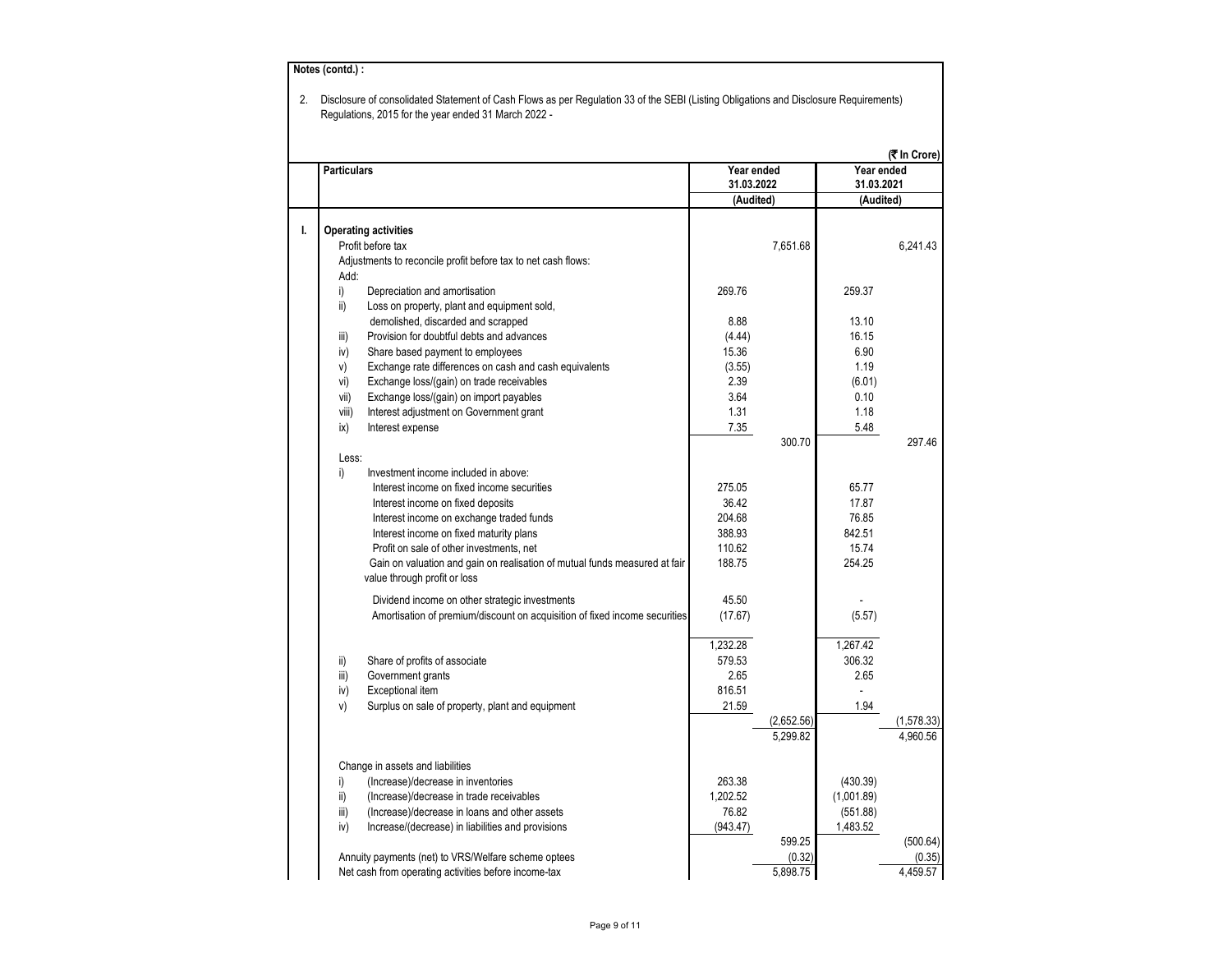**Notes (contd.) :**

2. Disclosure of consolidated Statement of Cash Flows as per Regulation 33 of the SEBI (Listing Obligations and Disclosure Requirements) Regulations, 2015 for the year ended 31 March 2022 -

(₹ In Crore)

| | Particulars | Year ended 31.03.2022 | | Year ended 31.03.2021 | |
|---|---|---|---|---|---|
| | | (Audited) | | (Audited) | |
| I. | **Operating activities** | | | | |
| | Profit before tax | | 7,651.68 | | 6,241.43 |
| | Adjustments to reconcile profit before tax to net cash flows: | | | | |
| | Add: | | | | |
| | i) Depreciation and amortisation | 269.76 | | 259.37 | |
| | ii) Loss on property, plant and equipment sold, demolished, discarded and scrapped | 8.88 | | 13.10 | |
| | iii) Provision for doubtful debts and advances | (4.44) | | 16.15 | |
| | iv) Share based payment to employees | 15.36 | | 6.90 | |
| | v) Exchange rate differences on cash and cash equivalents | (3.55) | | 1.19 | |
| | vi) Exchange loss/(gain) on trade receivables | 2.39 | | (6.01) | |
| | vii) Exchange loss/(gain) on import payables | 3.64 | | 0.10 | |
| | viii) Interest adjustment on Government grant | 1.31 | | 1.18 | |
| | ix) Interest expense | 7.35 | | 5.48 | |
| | | | 300.70 | | 297.46 |
| | Less: | | | | |
| | i) Investment income included in above: | | | | |
| | Interest income on fixed income securities | 275.05 | | 65.77 | |
| | Interest income on fixed deposits | 36.42 | | 17.87 | |
| | Interest income on exchange traded funds | 204.68 | | 76.85 | |
| | Interest income on fixed maturity plans | 388.93 | | 842.51 | |
| | Profit on sale of other investments, net | 110.62 | | 15.74 | |
| | Gain on valuation and gain on realisation of mutual funds measured at fair value through profit or loss | 188.75 | | 254.25 | |
| | Dividend income on other strategic investments | 45.50 | | - | |
| | Amortisation of premium/discount on acquisition of fixed income securities | (17.67) | | (5.57) | |
| | | 1,232.28 | | 1,267.42 | |
| | ii) Share of profits of associate | 579.53 | | 306.32 | |
| | iii) Government grants | 2.65 | | 2.65 | |
| | iv) Exceptional item | 816.51 | | - | |
| | v) Surplus on sale of property, plant and equipment | 21.59 | | 1.94 | |
| | | | (2,652.56) | | (1,578.33) |
| | | | 5,299.82 | | 4,960.56 |
| | Change in assets and liabilities | | | | |
| | i) (Increase)/decrease in inventories | 263.38 | | (430.39) | |
| | ii) (Increase)/decrease in trade receivables | 1,202.52 | | (1,001.89) | |
| | iii) (Increase)/decrease in loans and other assets | 76.82 | | (551.88) | |
| | iv) Increase/(decrease) in liabilities and provisions | (943.47) | | 1,483.52 | |
| | | | 599.25 | | (500.64) |
| | Annuity payments (net) to VRS/Welfare scheme optees | | (0.32) | | (0.35) |
| | Net cash from operating activities before income-tax | | 5,898.75 | | 4,459.57 |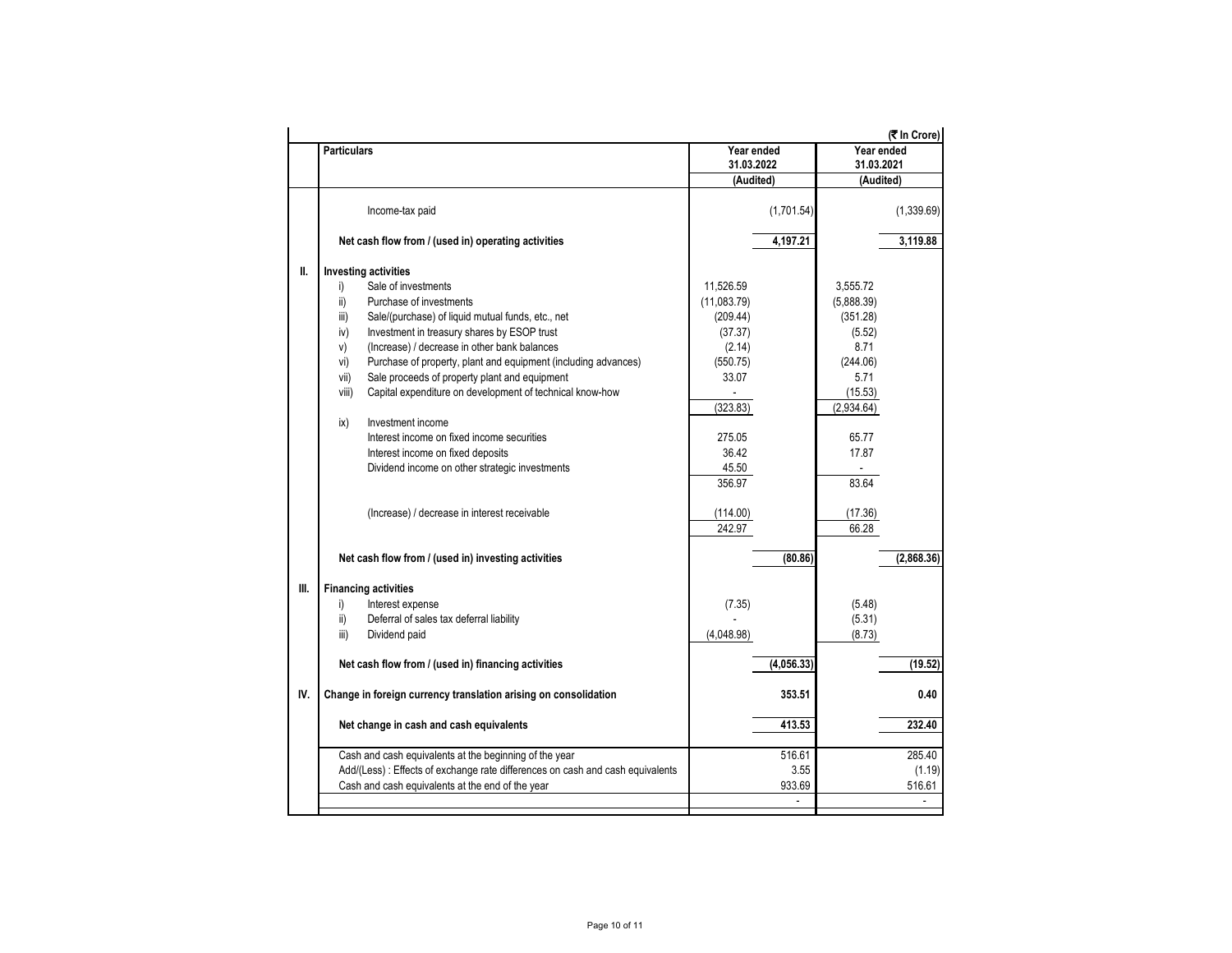(₹ In Crore)

| | Particulars | Year ended 31.03.2022 | | Year ended 31.03.2021 | |
|---|---|---|---|---|---|
| | | (Audited) | | (Audited) | |
| | Income-tax paid | | (1,701.54) | | (1,339.69) |
| | **Net cash flow from / (used in) operating activities** | | **4,197.21** | | **3,119.88** |
| **II.** | **Investing activities** | | | | |
| | i) Sale of investments | 11,526.59 | | 3,555.72 | |
| | ii) Purchase of investments | (11,083.79) | | (5,888.39) | |
| | iii) Sale/(purchase) of liquid mutual funds, etc., net | (209.44) | | (351.28) | |
| | iv) Investment in treasury shares by ESOP trust | (37.37) | | (5.52) | |
| | v) (Increase) / decrease in other bank balances | (2.14) | | 8.71 | |
| | vi) Purchase of property, plant and equipment (including advances) | (550.75) | | (244.06) | |
| | vii) Sale proceeds of property plant and equipment | 33.07 | | 5.71 | |
| | viii) Capital expenditure on development of technical know-how | - | | (15.53) | |
| | | (323.83) | | (2,934.64) | |
| | ix) Investment income | | | | |
| | Interest income on fixed income securities | 275.05 | | 65.77 | |
| | Interest income on fixed deposits | 36.42 | | 17.87 | |
| | Dividend income on other strategic investments | 45.50 | | - | |
| | | 356.97 | | 83.64 | |
| | (Increase) / decrease in interest receivable | (114.00) | | (17.36) | |
| | | 242.97 | | 66.28 | |
| | **Net cash flow from / (used in) investing activities** | | **(80.86)** | | **(2,868.36)** |
| **III.** | **Financing activities** | | | | |
| | i) Interest expense | (7.35) | | (5.48) | |
| | ii) Deferral of sales tax deferral liability | - | | (5.31) | |
| | iii) Dividend paid | (4,048.98) | | (8.73) | |
| | **Net cash flow from / (used in) financing activities** | | **(4,056.33)** | | **(19.52)** |
| **IV.** | **Change in foreign currency translation arising on consolidation** | | **353.51** | | **0.40** |
| | **Net change in cash and cash equivalents** | | **413.53** | | **232.40** |
| | Cash and cash equivalents at the beginning of the year | | 516.61 | | 285.40 |
| | Add/(Less) : Effects of exchange rate differences on cash and cash equivalents | | 3.55 | | (1.19) |
| | Cash and cash equivalents at the end of the year | | 933.69 | | 516.61 |
| | | | - | | - |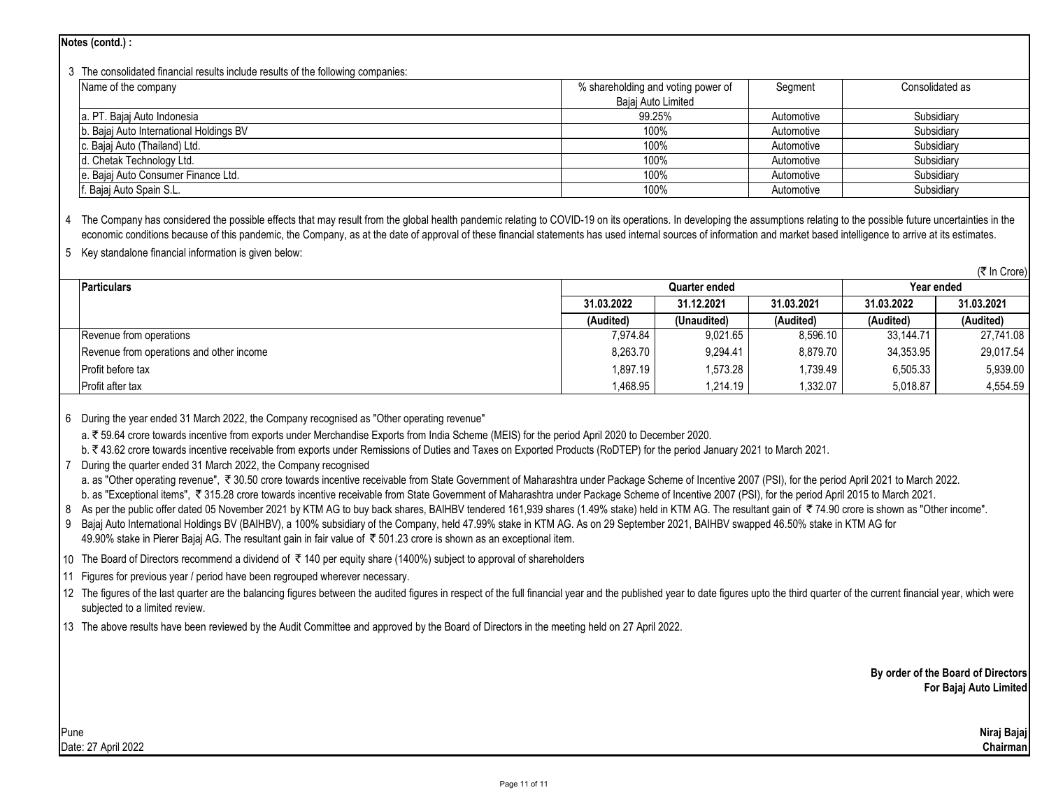**Notes (contd.) :**

3 The consolidated financial results include results of the following companies:

| Name of the company | % shareholding and voting power of Bajaj Auto Limited | Segment | Consolidated as |
|---|---|---|---|
| a. PT. Bajaj Auto Indonesia | 99.25% | Automotive | Subsidiary |
| b. Bajaj Auto International Holdings BV | 100% | Automotive | Subsidiary |
| c. Bajaj Auto (Thailand) Ltd. | 100% | Automotive | Subsidiary |
| d. Chetak Technology Ltd. | 100% | Automotive | Subsidiary |
| e. Bajaj Auto Consumer Finance Ltd. | 100% | Automotive | Subsidiary |
| f. Bajaj Auto Spain S.L. | 100% | Automotive | Subsidiary |

4 The Company has considered the possible effects that may result from the global health pandemic relating to COVID-19 on its operations. In developing the assumptions relating to the possible future uncertainties in the economic conditions because of this pandemic, the Company, as at the date of approval of these financial statements has used internal sources of information and market based intelligence to arrive at its estimates.

5 Key standalone financial information is given below:

(₹ In Crore)

| Particulars | Quarter ended | | | Year ended | |
|---|---|---|---|---|---|
| | 31.03.2022 | 31.12.2021 | 31.03.2021 | 31.03.2022 | 31.03.2021 |
| | (Audited) | (Unaudited) | (Audited) | (Audited) | (Audited) |
| Revenue from operations | 7,974.84 | 9,021.65 | 8,596.10 | 33,144.71 | 27,741.08 |
| Revenue from operations and other income | 8,263.70 | 9,294.41 | 8,879.70 | 34,353.95 | 29,017.54 |
| Profit before tax | 1,897.19 | 1,573.28 | 1,739.49 | 6,505.33 | 5,939.00 |
| Profit after tax | 1,468.95 | 1,214.19 | 1,332.07 | 5,018.87 | 4,554.59 |

6 During the year ended 31 March 2022, the Company recognised as "Other operating revenue"

a. ₹ 59.64 crore towards incentive from exports under Merchandise Exports from India Scheme (MEIS) for the period April 2020 to December 2020.

b. ₹ 43.62 crore towards incentive receivable from exports under Remissions of Duties and Taxes on Exported Products (RoDTEP) for the period January 2021 to March 2021.

7 During the quarter ended 31 March 2022, the Company recognised

a. as "Other operating revenue", ₹ 30.50 crore towards incentive receivable from State Government of Maharashtra under Package Scheme of Incentive 2007 (PSI), for the period April 2021 to March 2022.

b. as "Exceptional items", ₹ 315.28 crore towards incentive receivable from State Government of Maharashtra under Package Scheme of Incentive 2007 (PSI), for the period April 2015 to March 2021.

8 As per the public offer dated 05 November 2021 by KTM AG to buy back shares, BAIHBV tendered 161,939 shares (1.49% stake) held in KTM AG. The resultant gain of ₹ 74.90 crore is shown as "Other income".

9 Bajaj Auto International Holdings BV (BAIHBV), a 100% subsidiary of the Company, held 47.99% stake in KTM AG. As on 29 September 2021, BAIHBV swapped 46.50% stake in KTM AG for 49.90% stake in Pierer Bajaj AG. The resultant gain in fair value of ₹ 501.23 crore is shown as an exceptional item.

10 The Board of Directors recommend a dividend of ₹ 140 per equity share (1400%) subject to approval of shareholders

11 Figures for previous year / period have been regrouped wherever necessary.

12 The figures of the last quarter are the balancing figures between the audited figures in respect of the full financial year and the published year to date figures upto the third quarter of the current financial year, which were subjected to a limited review.

13 The above results have been reviewed by the Audit Committee and approved by the Board of Directors in the meeting held on 27 April 2022.

**By order of the Board of Directors**
**For Bajaj Auto Limited**

Pune
Date: 27 April 2022

**Niraj Bajaj**
**Chairman**